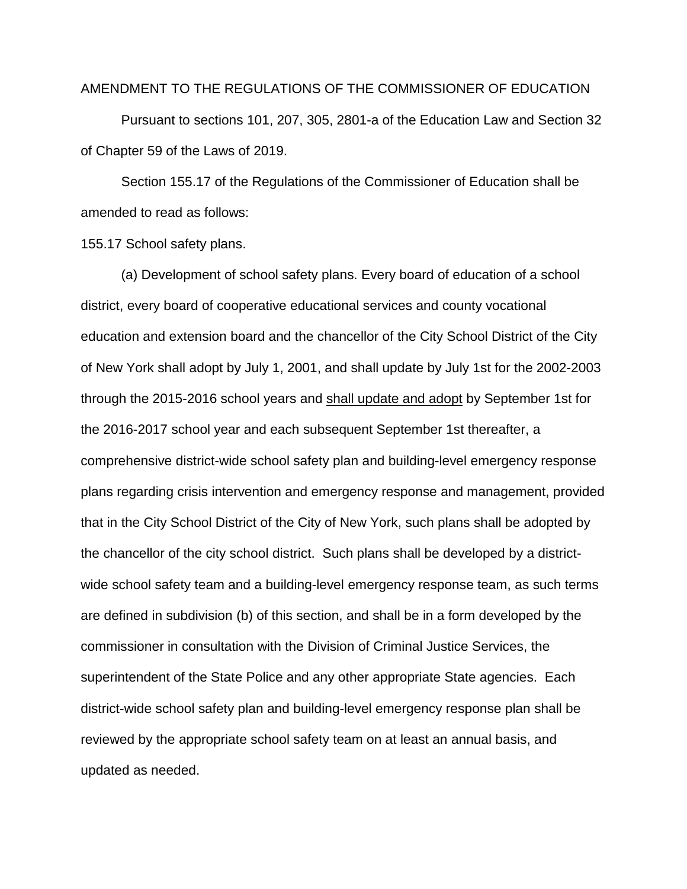AMENDMENT TO THE REGULATIONS OF THE COMMISSIONER OF EDUCATION

Pursuant to sections 101, 207, 305, 2801-a of the Education Law and Section 32 of Chapter 59 of the Laws of 2019.

Section 155.17 of the Regulations of the Commissioner of Education shall be amended to read as follows:

155.17 School safety plans.

(a) Development of school safety plans. Every board of education of a school district, every board of cooperative educational services and county vocational education and extension board and the chancellor of the City School District of the City of New York shall adopt by July 1, 2001, and shall update by July 1st for the 2002-2003 through the 2015-2016 school years and <u>shall update and adopt</u> by September 1st for the 2016-2017 school year and each subsequent September 1st thereafter, a comprehensive district-wide school safety plan and building-level emergency response plans regarding crisis intervention and emergency response and management, provided that in the City School District of the City of New York, such plans shall be adopted by the chancellor of the city school district. Such plans shall be developed by a district-wide school safety team and a building-level emergency response team, as such terms are defined in subdivision (b) of this section, and shall be in a form developed by the commissioner in consultation with the Division of Criminal Justice Services, the superintendent of the State Police and any other appropriate State agencies. Each district-wide school safety plan and building-level emergency response plan shall be reviewed by the appropriate school safety team on at least an annual basis, and updated as needed.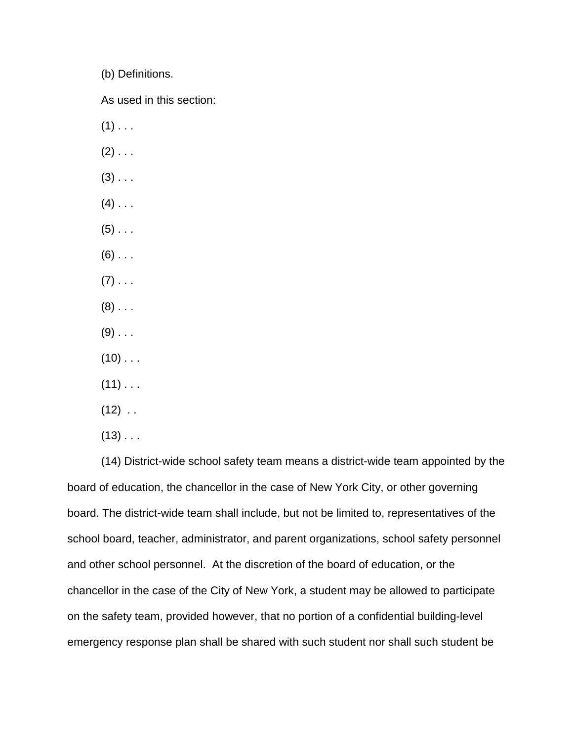(b) Definitions.

As used in this section:

(1) . . .

(2) . . .

(3) . . .

(4) . . .

(5) . . .

(6) . . .

(7) . . .

(8) . . .

(9) . . .

(10) . . .

(11) . . .

(12) . .

(13) . . .

(14) District-wide school safety team means a district-wide team appointed by the board of education, the chancellor in the case of New York City, or other governing board. The district-wide team shall include, but not be limited to, representatives of the school board, teacher, administrator, and parent organizations, school safety personnel and other school personnel. At the discretion of the board of education, or the chancellor in the case of the City of New York, a student may be allowed to participate on the safety team, provided however, that no portion of a confidential building-level emergency response plan shall be shared with such student nor shall such student be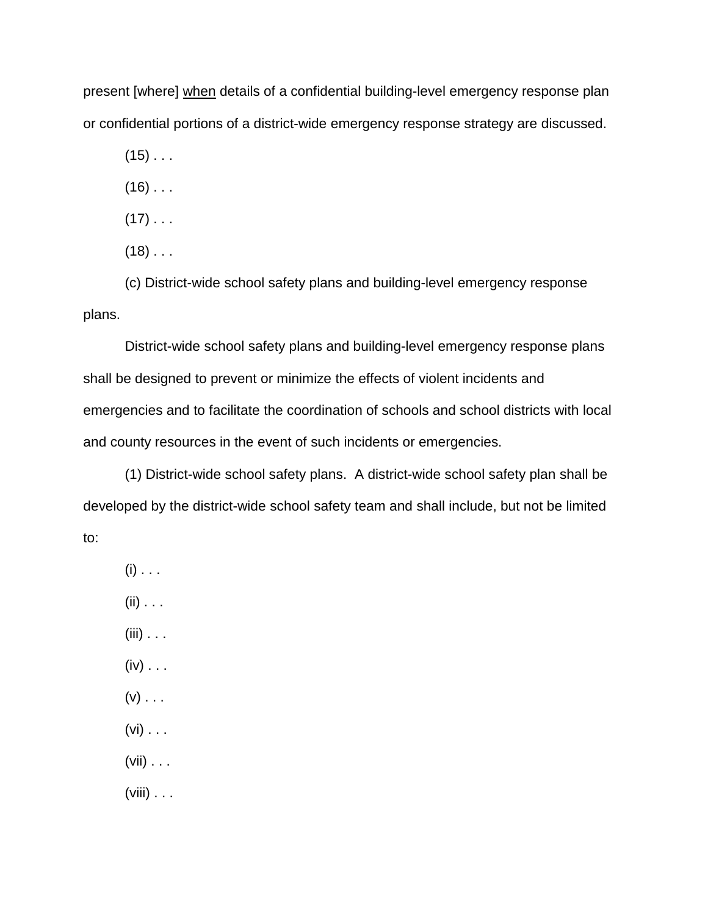present [where] <u>when</u> details of a confidential building-level emergency response plan or confidential portions of a district-wide emergency response strategy are discussed.

(15) . . .

(16) . . .

(17) . . .

(18) . . .

(c) District-wide school safety plans and building-level emergency response plans.

District-wide school safety plans and building-level emergency response plans shall be designed to prevent or minimize the effects of violent incidents and emergencies and to facilitate the coordination of schools and school districts with local and county resources in the event of such incidents or emergencies.

(1) District-wide school safety plans. A district-wide school safety plan shall be developed by the district-wide school safety team and shall include, but not be limited to:

(i) . . .

(ii) . . .

(iii) . . .

(iv) . . .

(v) . . .

(vi) . . .

(vii) . . .

(viii) . . .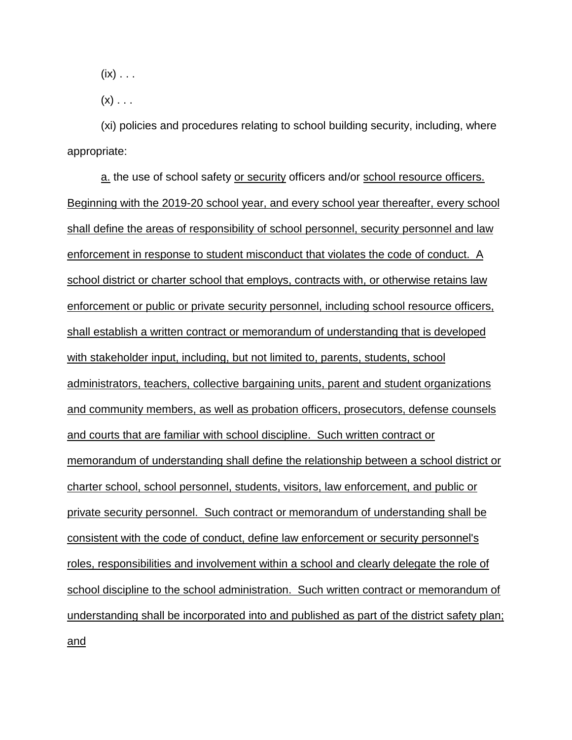(ix) . . .

(x) . . .

(xi) policies and procedures relating to school building security, including, where appropriate:

<u>a.</u> the use of school safety <u>or security</u> officers and/or <u>school resource officers. Beginning with the 2019-20 school year, and every school year thereafter, every school shall define the areas of responsibility of school personnel, security personnel and law enforcement in response to student misconduct that violates the code of conduct. A school district or charter school that employs, contracts with, or otherwise retains law enforcement or public or private security personnel, including school resource officers, shall establish a written contract or memorandum of understanding that is developed with stakeholder input, including, but not limited to, parents, students, school administrators, teachers, collective bargaining units, parent and student organizations and community members, as well as probation officers, prosecutors, defense counsels and courts that are familiar with school discipline. Such written contract or memorandum of understanding shall define the relationship between a school district or charter school, school personnel, students, visitors, law enforcement, and public or private security personnel. Such contract or memorandum of understanding shall be consistent with the code of conduct, define law enforcement or security personnel's roles, responsibilities and involvement within a school and clearly delegate the role of school discipline to the school administration. Such written contract or memorandum of understanding shall be incorporated into and published as part of the district safety plan; and</u>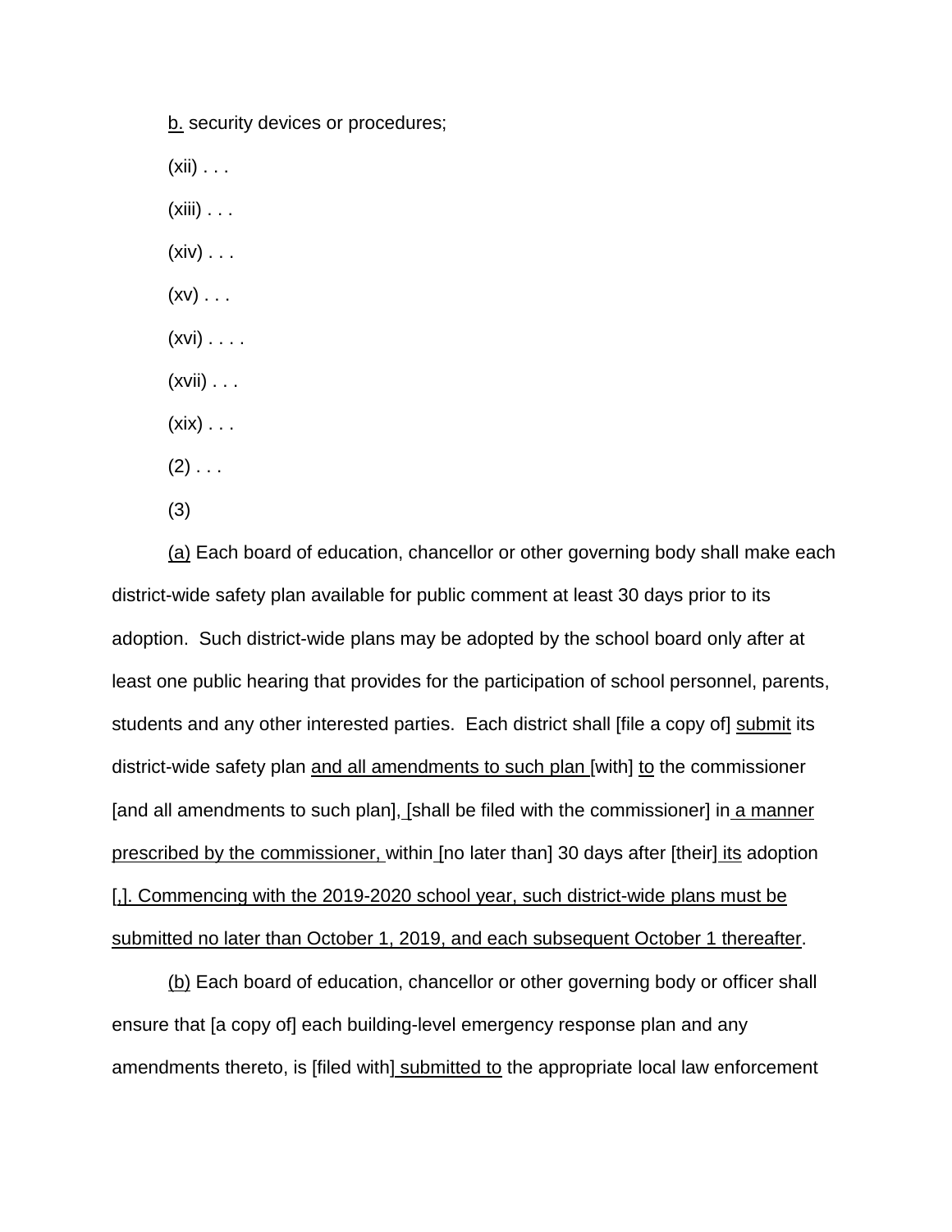b. security devices or procedures;

(xii) . . .

(xiii) . . .

(xiv) . . .

(xv) . . .

(xvi) . . . .

(xvii) . . .

(xix) . . .

(2) . . .

(3)

(a) Each board of education, chancellor or other governing body shall make each district-wide safety plan available for public comment at least 30 days prior to its adoption. Such district-wide plans may be adopted by the school board only after at least one public hearing that provides for the participation of school personnel, parents, students and any other interested parties. Each district shall [file a copy of] submit its district-wide safety plan and all amendments to such plan [with] to the commissioner [and all amendments to such plan], [shall be filed with the commissioner] in a manner prescribed by the commissioner, within [no later than] 30 days after [their] its adoption [,]. Commencing with the 2019-2020 school year, such district-wide plans must be submitted no later than October 1, 2019, and each subsequent October 1 thereafter.

(b) Each board of education, chancellor or other governing body or officer shall ensure that [a copy of] each building-level emergency response plan and any amendments thereto, is [filed with] submitted to the appropriate local law enforcement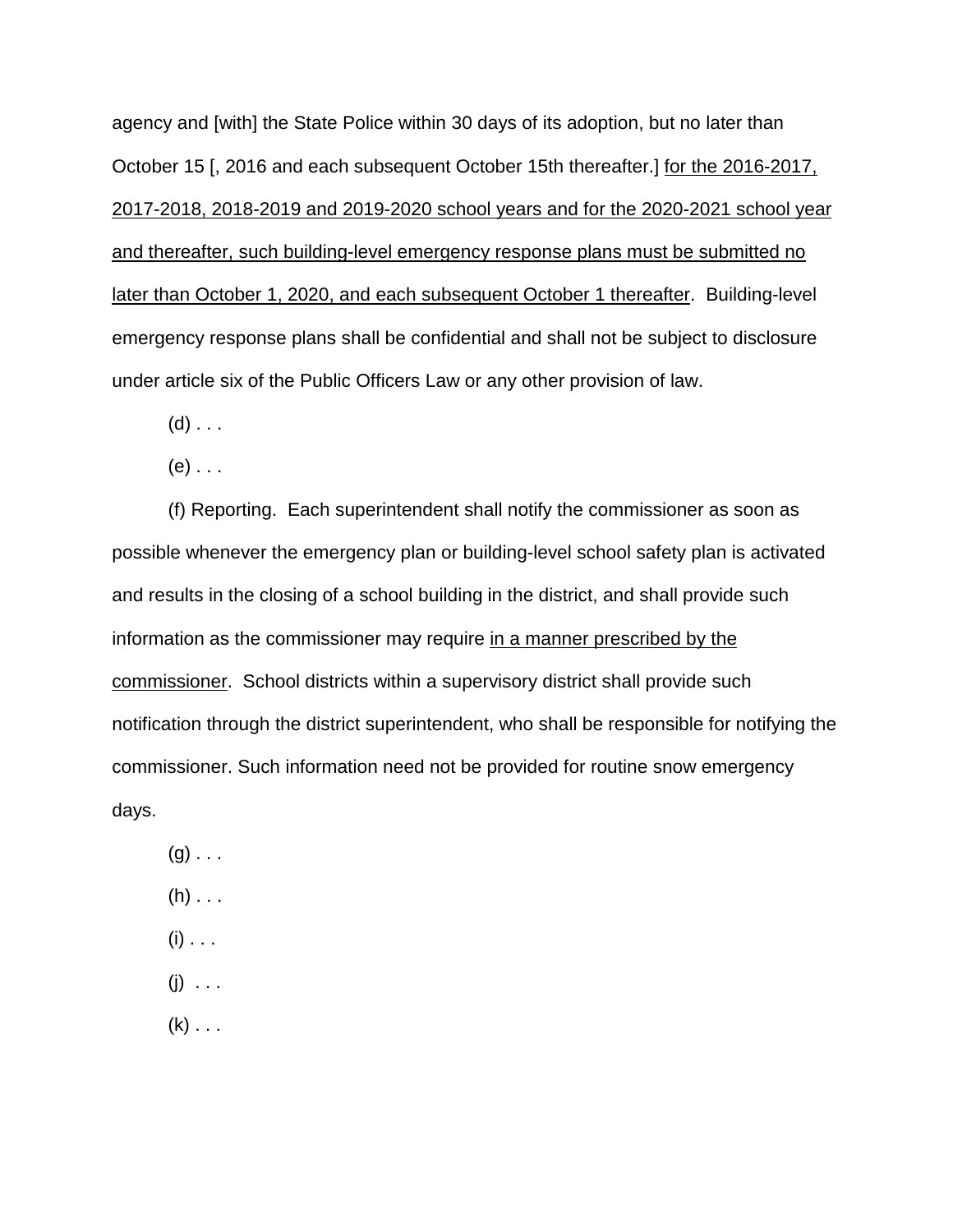agency and [with] the State Police within 30 days of its adoption, but no later than October 15 [, 2016 and each subsequent October 15th thereafter.] <u>for the 2016-2017, 2017-2018, 2018-2019 and 2019-2020 school years and for the 2020-2021 school year and thereafter, such building-level emergency response plans must be submitted no later than October 1, 2020, and each subsequent October 1 thereafter</u>. Building-level emergency response plans shall be confidential and shall not be subject to disclosure under article six of the Public Officers Law or any other provision of law.

(d) . . .

(e) . . .

(f) Reporting. Each superintendent shall notify the commissioner as soon as possible whenever the emergency plan or building-level school safety plan is activated and results in the closing of a school building in the district, and shall provide such information as the commissioner may require <u>in a manner prescribed by the commissioner</u>. School districts within a supervisory district shall provide such notification through the district superintendent, who shall be responsible for notifying the commissioner. Such information need not be provided for routine snow emergency days.

(g) . . .

(h) . . .

(i) . . .

(j) . . .

(k) . . .